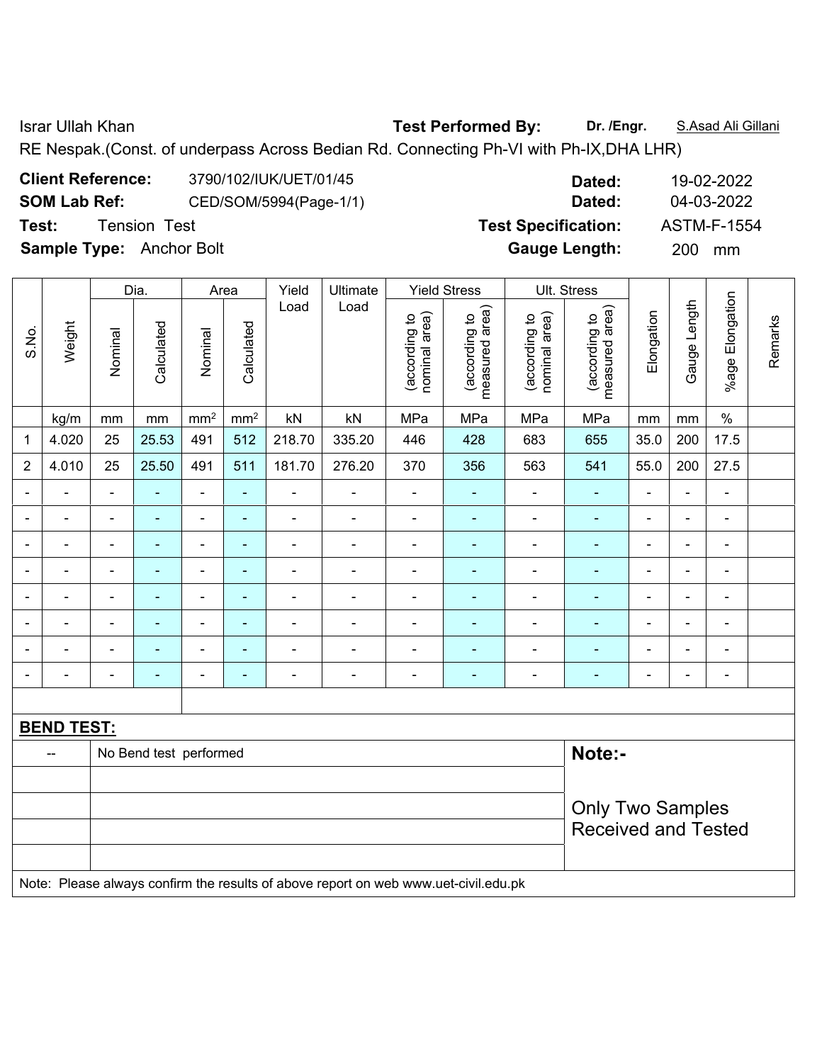Israr Ullah Khan **Test Performed By:** **Dr. /Engr.** S.Asad Ali Gillani

RE Nespak.(Const. of underpass Across Bedian Rd. Connecting Ph-VI with Ph-IX,DHA LHR)

**Client Reference:** 3790/102/IUK/UET/01/45 **Dated:** 19-02-2022

**SOM Lab Ref:** CED/SOM/5994(Page-1/1) **Dated:** 04-03-2022

**Test:** Tension Test **Test Specification:** ASTM-F-1554

**Sample Type:** Anchor Bolt **Gauge Length:** 200 mm

| S.No. | Weight | Dia. | | Area | | Yield Load | Ultimate Load | Yield Stress | | Ult. Stress | | Elongation | Gauge Length | %age Elongation | Remarks |
|---|---|---|---|---|---|---|---|---|---|---|---|---|---|---|---|
| | | Nominal | Calculated | Nominal | Calculated | | | (according to nominal area) | (according to measured area) | (according to nominal area) | (according to measured area) | | | | |
| | kg/m | mm | mm | mm$^2$ | mm$^2$ | kN | kN | MPa | MPa | MPa | MPa | mm | mm | % | |
| 1 | 4.020 | 25 | 25.53 | 491 | 512 | 218.70 | 335.20 | 446 | 428 | 683 | 655 | 35.0 | 200 | 17.5 | |
| 2 | 4.010 | 25 | 25.50 | 491 | 511 | 181.70 | 276.20 | 370 | 356 | 563 | 541 | 55.0 | 200 | 27.5 | |
| - | - | - | - | - | - | - | - | - | - | - | - | - | - | - | |
| - | - | - | - | - | - | - | - | - | - | - | - | - | - | - | |
| - | - | - | - | - | - | - | - | - | - | - | - | - | - | - | |
| - | - | - | - | - | - | - | - | - | - | - | - | - | - | - | |
| - | - | - | - | - | - | - | - | - | - | - | - | - | - | - | |
| - | - | - | - | - | - | - | - | - | - | - | - | - | - | - | |
| - | - | - | - | - | - | - | - | - | - | - | - | - | - | - | |
| - | - | - | - | - | - | - | - | - | - | - | - | - | - | - | |

**BEND TEST:**

| -- | No Bend test performed |
|---|---|

**Note:-**

Only Two Samples Received and Tested

Note: Please always confirm the results of above report on web www.uet-civil.edu.pk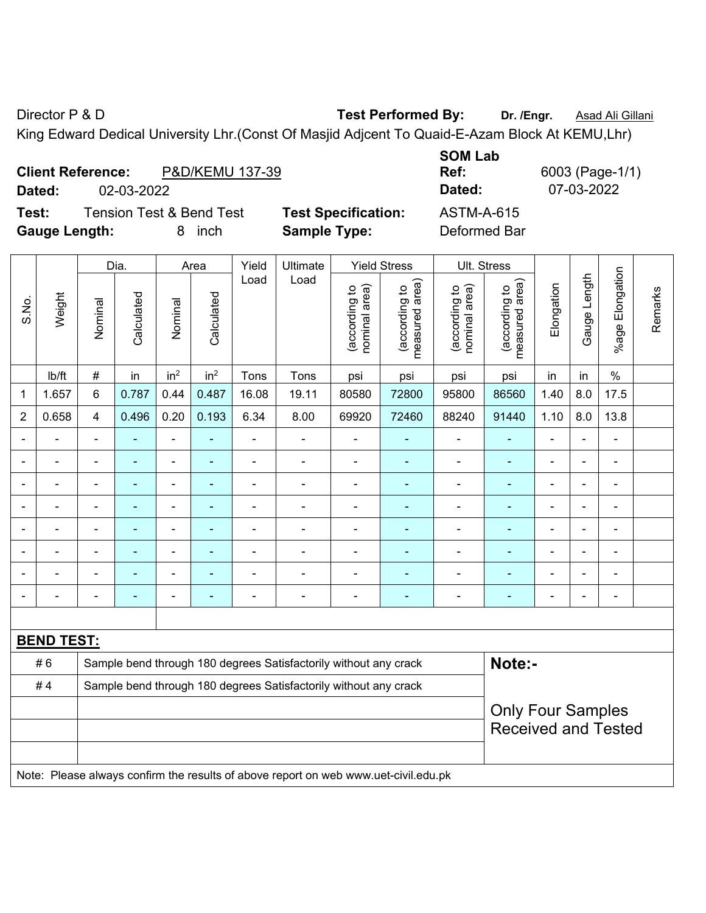Director P & D **Test Performed By:** **Dr. /Engr.** Asad Ali Gillani

King Edward Dedical University Lhr.(Const Of Masjid Adjcent To Quaid-E-Azam Block At KEMU,Lhr)

**Client Reference:** P&D/KEMU 137-39

**Dated:** 02-03-2022

**SOM Lab Ref:** 6003 (Page-1/1)

**Dated:** 07-03-2022

**Test:** Tension Test & Bend Test

**Test Specification:** ASTM-A-615

**Gauge Length:** 8 inch

**Sample Type:** Deformed Bar

| S.No. | Weight | Dia. | | Area | | Yield Load | Ultimate Load | Yield Stress | | Ult. Stress | | Elongation | Gauge Length | %age Elongation | Remarks |
|---|---|---|---|---|---|---|---|---|---|---|---|---|---|---|---|
| | | Nominal | Calculated | Nominal | Calculated | | | (according to nominal area) | (according to measured area) | (according to nominal area) | (according to measured area) | | | | |
| | lb/ft | # | in | $in^2$ | $in^2$ | Tons | Tons | psi | psi | psi | psi | in | in | % | |
| 1 | 1.657 | 6 | 0.787 | 0.44 | 0.487 | 16.08 | 19.11 | 80580 | 72800 | 95800 | 86560 | 1.40 | 8.0 | 17.5 | |
| 2 | 0.658 | 4 | 0.496 | 0.20 | 0.193 | 6.34 | 8.00 | 69920 | 72460 | 88240 | 91440 | 1.10 | 8.0 | 13.8 | |
| - | - | - | - | - | - | - | - | - | - | - | - | - | - | - | |
| - | - | - | - | - | - | - | - | - | - | - | - | - | - | - | |
| - | - | - | - | - | - | - | - | - | - | - | - | - | - | - | |
| - | - | - | - | - | - | - | - | - | - | - | - | - | - | - | |
| - | - | - | - | - | - | - | - | - | - | - | - | - | - | - | |
| - | - | - | - | - | - | - | - | - | - | - | - | - | - | - | |
| - | - | - | - | - | - | - | - | - | - | - | - | - | - | - | |
| - | - | - | - | - | - | - | - | - | - | - | - | - | - | - | |

**BEND TEST:**

| | |
|---|---|
| # 6 | Sample bend through 180 degrees Satisfactorily without any crack |
| # 4 | Sample bend through 180 degrees Satisfactorily without any crack |

**Note:-**

Only Four Samples Received and Tested

Note: Please always confirm the results of above report on web www.uet-civil.edu.pk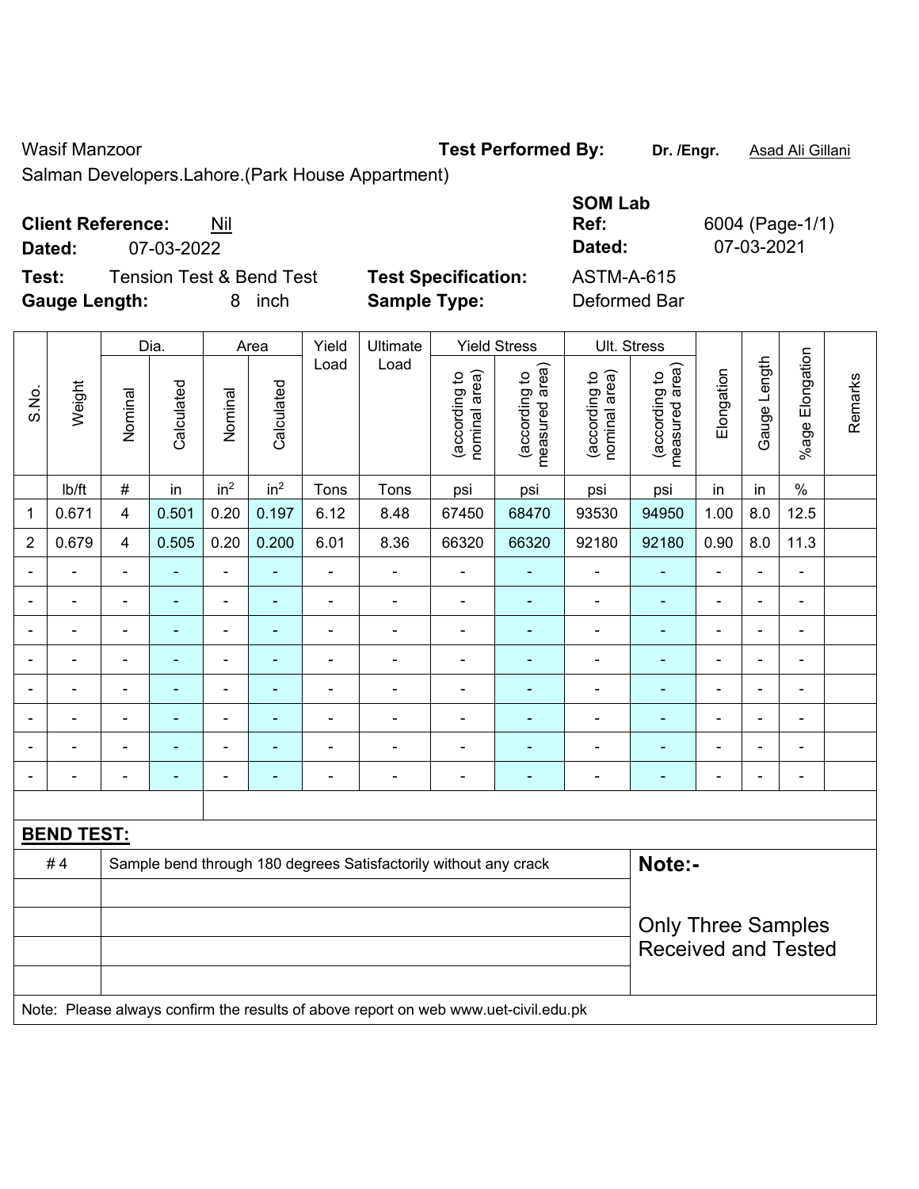Wasif Manzoor

**Test Performed By:** **Dr. /Engr.** Asad Ali Gillani

Salman Developers.Lahore.(Park House Appartment)

**Client Reference:** Nil

**Dated:** 07-03-2022

**SOM Lab Ref:** 6004 (Page-1/1)

**Dated:** 07-03-2021

**Test:** Tension Test & Bend Test

**Test Specification:** ASTM-A-615

**Gauge Length:** 8 inch

**Sample Type:** Deformed Bar

| S.No. | Weight | Dia. | | Area | | Yield Load | Ultimate Load | Yield Stress | | Ult. Stress | | Elongation | Gauge Length | %age Elongation | Remarks |
|---|---|---|---|---|---|---|---|---|---|---|---|---|---|---|---|
| | | Nominal | Calculated | Nominal | Calculated | | | (according to nominal area) | (according to measured area) | (according to nominal area) | (according to measured area) | | | | |
| | lb/ft | # | in | in² | in² | Tons | Tons | psi | psi | psi | psi | in | in | % | |
| 1 | 0.671 | 4 | 0.501 | 0.20 | 0.197 | 6.12 | 8.48 | 67450 | 68470 | 93530 | 94950 | 1.00 | 8.0 | 12.5 | |
| 2 | 0.679 | 4 | 0.505 | 0.20 | 0.200 | 6.01 | 8.36 | 66320 | 66320 | 92180 | 92180 | 0.90 | 8.0 | 11.3 | |
| - | - | - | - | - | - | - | - | - | - | - | - | - | - | - | |
| - | - | - | - | - | - | - | - | - | - | - | - | - | - | - | |
| - | - | - | - | - | - | - | - | - | - | - | - | - | - | - | |
| - | - | - | - | - | - | - | - | - | - | - | - | - | - | - | |
| - | - | - | - | - | - | - | - | - | - | - | - | - | - | - | |
| - | - | - | - | - | - | - | - | - | - | - | - | - | - | - | |
| - | - | - | - | - | - | - | - | - | - | - | - | - | - | - | |
| - | - | - | - | - | - | - | - | - | - | - | - | - | - | - | |

**BEND TEST:**

| | | |
|---|---|---|
| # 4 | Sample bend through 180 degrees Satisfactorily without any crack | **Note:-** Only Three Samples Received and Tested |

Note: Please always confirm the results of above report on web www.uet-civil.edu.pk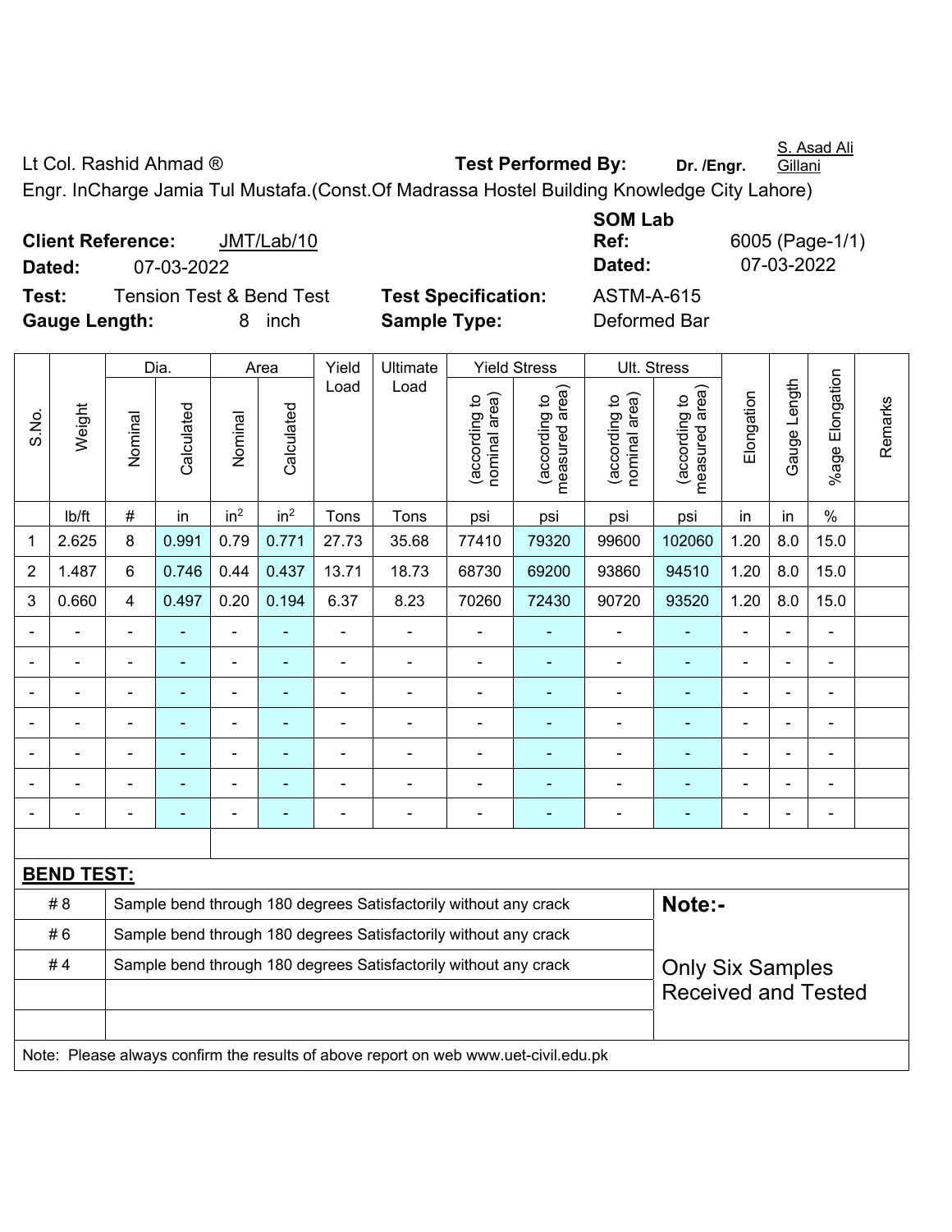Lt Col. Rashid Ahmad ® **Test Performed By:** **Dr. /Engr.** S. Asad Ali Gillani

Engr. InCharge Jamia Tul Mustafa.(Const.Of Madrassa Hostel Building Knowledge City Lahore)

**Client Reference:** JMT/Lab/10

**Dated:** 07-03-2022

**SOM Lab Ref:** 6005 (Page-1/1)

**Dated:** 07-03-2022

**Test:** Tension Test & Bend Test **Test Specification:** ASTM-A-615

**Gauge Length:** 8 inch **Sample Type:** Deformed Bar

| S.No. | Weight | Dia. | | Area | | Yield Load | Ultimate Load | Yield Stress | | Ult. Stress | | Elongation | Gauge Length | %age Elongation | Remarks |
|---|---|---|---|---|---|---|---|---|---|---|---|---|---|---|---|
| | | Nominal | Calculated | Nominal | Calculated | | | (according to nominal area) | (according to measured area) | (according to nominal area) | (according to measured area) | | | | |
| | lb/ft | # | in | in$^2$ | in$^2$ | Tons | Tons | psi | psi | psi | psi | in | in | % | |
| 1 | 2.625 | 8 | 0.991 | 0.79 | 0.771 | 27.73 | 35.68 | 77410 | 79320 | 99600 | 102060 | 1.20 | 8.0 | 15.0 | |
| 2 | 1.487 | 6 | 0.746 | 0.44 | 0.437 | 13.71 | 18.73 | 68730 | 69200 | 93860 | 94510 | 1.20 | 8.0 | 15.0 | |
| 3 | 0.660 | 4 | 0.497 | 0.20 | 0.194 | 6.37 | 8.23 | 70260 | 72430 | 90720 | 93520 | 1.20 | 8.0 | 15.0 | |
| - | - | - | - | - | - | - | - | - | - | - | - | - | - | - | |
| - | - | - | - | - | - | - | - | - | - | - | - | - | - | - | |
| - | - | - | - | - | - | - | - | - | - | - | - | - | - | - | |
| - | - | - | - | - | - | - | - | - | - | - | - | - | - | - | |
| - | - | - | - | - | - | - | - | - | - | - | - | - | - | - | |
| - | - | - | - | - | - | - | - | - | - | - | - | - | - | - | |
| - | - | - | - | - | - | - | - | - | - | - | - | - | - | - | |

**BEND TEST:**

| | | |
|---|---|---|
| # 8 | Sample bend through 180 degrees Satisfactorily without any crack | **Note:-** |
| # 6 | Sample bend through 180 degrees Satisfactorily without any crack | |
| # 4 | Sample bend through 180 degrees Satisfactorily without any crack | Only Six Samples Received and Tested |
| | | |
| | | |

Note: Please always confirm the results of above report on web www.uet-civil.edu.pk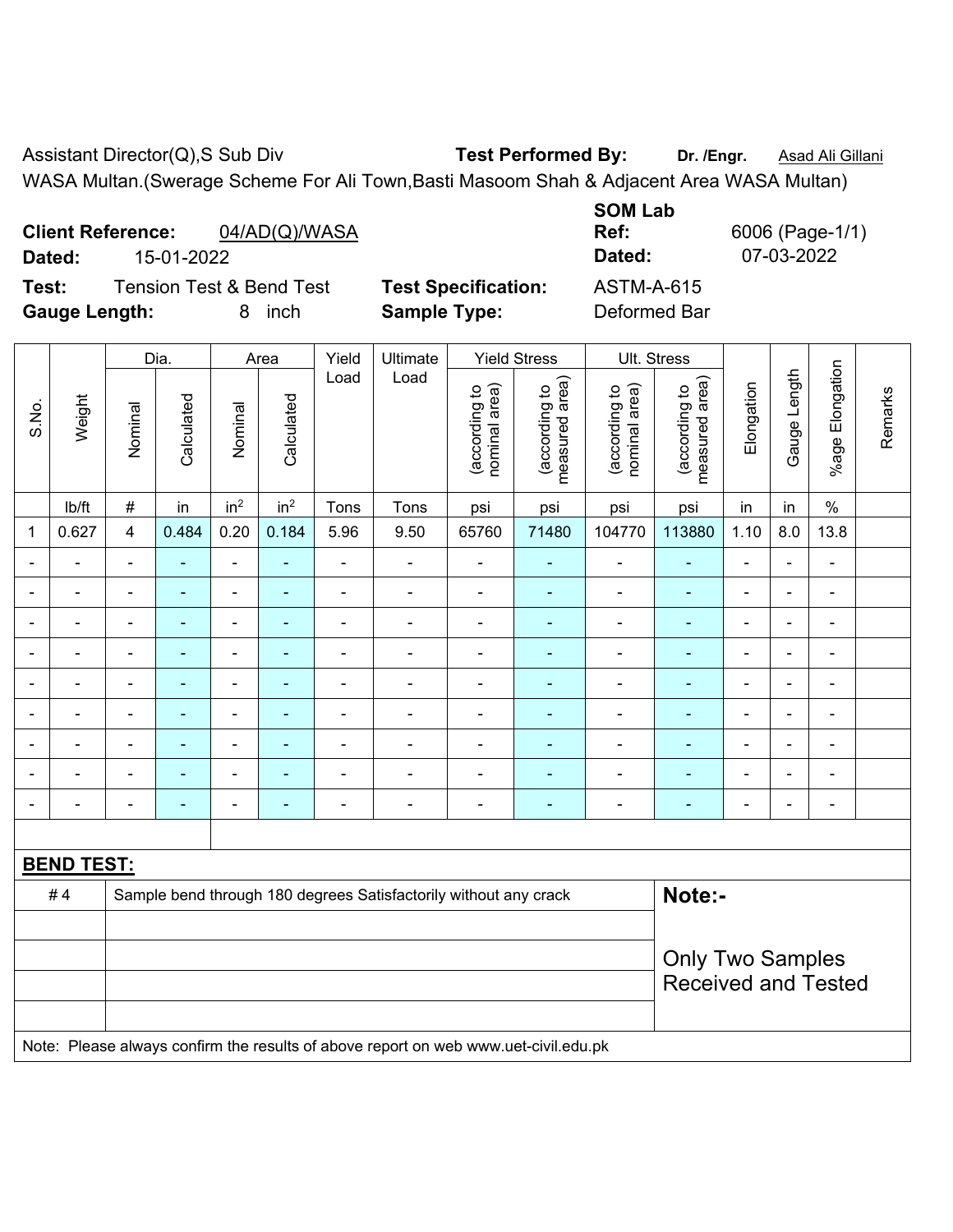Assistant Director(Q),S Sub Div **Test Performed By:** **Dr. /Engr.** Asad Ali Gillani

WASA Multan.(Swerage Scheme For Ali Town,Basti Masoom Shah & Adjacent Area WASA Multan)

**Client Reference:** 04/AD(Q)/WASA

**Dated:** 15-01-2022

**SOM Lab Ref:** 6006 (Page-1/1)

**Dated:** 07-03-2022

**Test:** Tension Test & Bend Test **Test Specification:** ASTM-A-615

**Gauge Length:** 8 inch **Sample Type:** Deformed Bar

| S.No. | Weight | Dia. | | Area | | Yield Load | Ultimate Load | Yield Stress | | Ult. Stress | | Elongation | Gauge Length | %age Elongation | Remarks |
|---|---|---|---|---|---|---|---|---|---|---|---|---|---|---|---|
| | | Nominal | Calculated | Nominal | Calculated | | | (according to nominal area) | (according to measured area) | (according to nominal area) | (according to measured area) | | | | |
| | lb/ft | # | in | $in^2$ | $in^2$ | Tons | Tons | psi | psi | psi | psi | in | in | % | |
| 1 | 0.627 | 4 | 0.484 | 0.20 | 0.184 | 5.96 | 9.50 | 65760 | 71480 | 104770 | 113880 | 1.10 | 8.0 | 13.8 | |
| - | - | - | - | - | - | - | - | - | - | - | - | - | - | - | |
| - | - | - | - | - | - | - | - | - | - | - | - | - | - | - | |
| - | - | - | - | - | - | - | - | - | - | - | - | - | - | - | |
| - | - | - | - | - | - | - | - | - | - | - | - | - | - | - | |
| - | - | - | - | - | - | - | - | - | - | - | - | - | - | - | |
| - | - | - | - | - | - | - | - | - | - | - | - | - | - | - | |
| - | - | - | - | - | - | - | - | - | - | - | - | - | - | - | |
| - | - | - | - | - | - | - | - | - | - | - | - | - | - | - | |
| - | - | - | - | - | - | - | - | - | - | - | - | - | - | - | |

**BEND TEST:**

| | | |
|---|---|---|
| # 4 | Sample bend through 180 degrees Satisfactorily without any crack | **Note:-** Only Two Samples Received and Tested |

Note: Please always confirm the results of above report on web www.uet-civil.edu.pk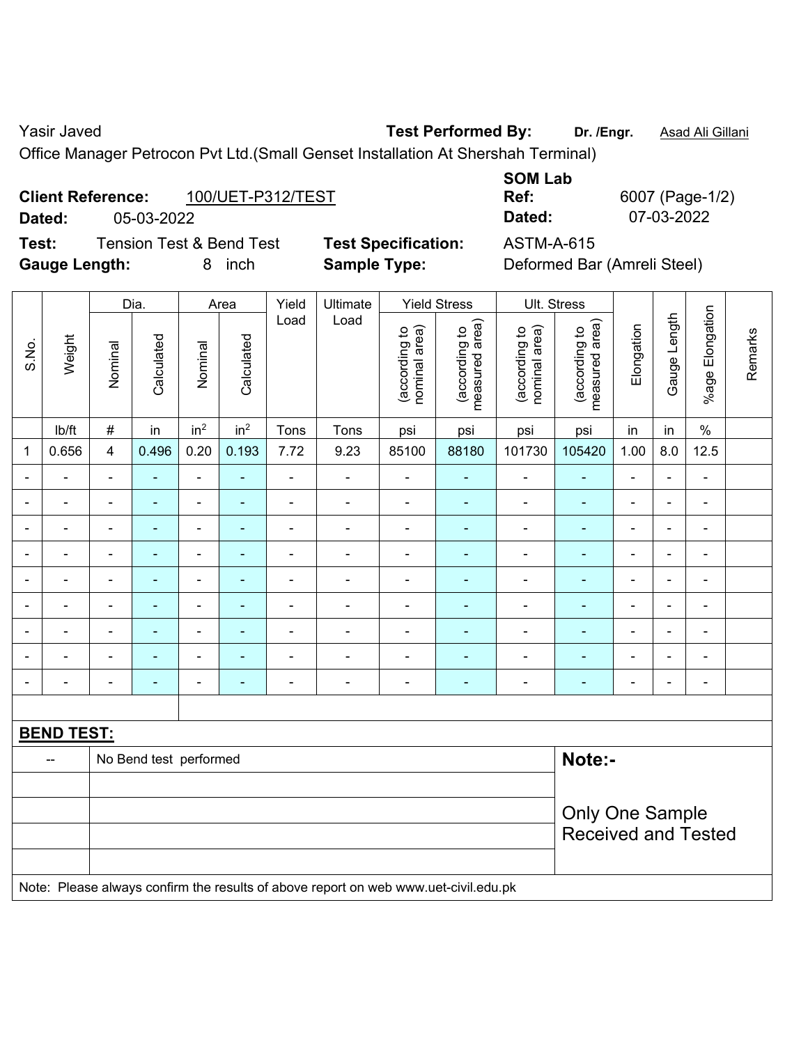Yasir Javed **Test Performed By:** **Dr. /Engr.** Asad Ali Gillani

Office Manager Petrocon Pvt Ltd.(Small Genset Installation At Shershah Terminal)

**Client Reference:** 100/UET-P312/TEST **SOM Lab Ref:** 6007 (Page-1/2)

**Dated:** 05-03-2022 **Dated:** 07-03-2022

**Test:** Tension Test & Bend Test **Test Specification:** ASTM-A-615

**Gauge Length:** 8 inch **Sample Type:** Deformed Bar (Amreli Steel)

| S.No. | Weight | Dia. | | Area | | Yield Load | Ultimate Load | Yield Stress | | Ult. Stress | | Elongation | Gauge Length | %age Elongation | Remarks |
|---|---|---|---|---|---|---|---|---|---|---|---|---|---|---|---|
| | | Nominal | Calculated | Nominal | Calculated | | | (according to nominal area) | (according to measured area) | (according to nominal area) | (according to measured area) | | | | |
| | lb/ft | # | in | $in^2$ | $in^2$ | Tons | Tons | psi | psi | psi | psi | in | in | % | |
| 1 | 0.656 | 4 | 0.496 | 0.20 | 0.193 | 7.72 | 9.23 | 85100 | 88180 | 101730 | 105420 | 1.00 | 8.0 | 12.5 | |
| - | - | - | - | - | - | - | - | - | - | - | - | - | - | - | |
| - | - | - | - | - | - | - | - | - | - | - | - | - | - | - | |
| - | - | - | - | - | - | - | - | - | - | - | - | - | - | - | |
| - | - | - | - | - | - | - | - | - | - | - | - | - | - | - | |
| - | - | - | - | - | - | - | - | - | - | - | - | - | - | - | |
| - | - | - | - | - | - | - | - | - | - | - | - | - | - | - | |
| - | - | - | - | - | - | - | - | - | - | - | - | - | - | - | |
| - | - | - | - | - | - | - | - | - | - | - | - | - | - | - | |
| - | - | - | - | - | - | - | - | - | - | - | - | - | - | - | |

**BEND TEST:**

| -- | No Bend test performed |
|---|---|

**Note:-**

Only One Sample Received and Tested

Note: Please always confirm the results of above report on web www.uet-civil.edu.pk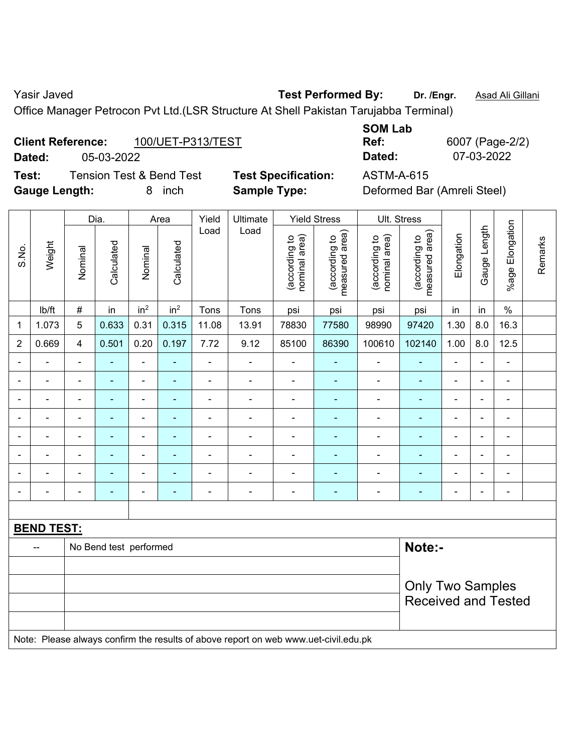Yasir Javed **Test Performed By:** **Dr. /Engr.** Asad Ali Gillani

Office Manager Petrocon Pvt Ltd.(LSR Structure At Shell Pakistan Tarujabba Terminal)

**Client Reference:** 100/UET-P313/TEST **SOM Lab Ref:** 6007 (Page-2/2)

**Dated:** 05-03-2022 **Dated:** 07-03-2022

**Test:** Tension Test & Bend Test **Test Specification:** ASTM-A-615

**Gauge Length:** 8 inch **Sample Type:** Deformed Bar (Amreli Steel)

| S.No. | Weight | Dia. | | Area | | Yield Load | Ultimate Load | Yield Stress | | Ult. Stress | | Elongation | Gauge Length | %age Elongation | Remarks |
|---|---|---|---|---|---|---|---|---|---|---|---|---|---|---|---|
| | | Nominal | Calculated | Nominal | Calculated | | | (according to nominal area) | (according to measured area) | (according to nominal area) | (according to measured area) | | | | |
| | lb/ft | # | in | $in^2$ | $in^2$ | Tons | Tons | psi | psi | psi | psi | in | in | % | |
| 1 | 1.073 | 5 | 0.633 | 0.31 | 0.315 | 11.08 | 13.91 | 78830 | 77580 | 98990 | 97420 | 1.30 | 8.0 | 16.3 | |
| 2 | 0.669 | 4 | 0.501 | 0.20 | 0.197 | 7.72 | 9.12 | 85100 | 86390 | 100610 | 102140 | 1.00 | 8.0 | 12.5 | |
| - | - | - | - | - | - | - | - | - | - | - | - | - | - | - | |
| - | - | - | - | - | - | - | - | - | - | - | - | - | - | - | |
| - | - | - | - | - | - | - | - | - | - | - | - | - | - | - | |
| - | - | - | - | - | - | - | - | - | - | - | - | - | - | - | |
| - | - | - | - | - | - | - | - | - | - | - | - | - | - | - | |
| - | - | - | - | - | - | - | - | - | - | - | - | - | - | - | |
| - | - | - | - | - | - | - | - | - | - | - | - | - | - | - | |
| - | - | - | - | - | - | - | - | - | - | - | - | - | - | - | |

**BEND TEST:**

| | | |
|---|---|---|
| -- | No Bend test performed | **Note:-** Only Two Samples Received and Tested |

Note: Please always confirm the results of above report on web www.uet-civil.edu.pk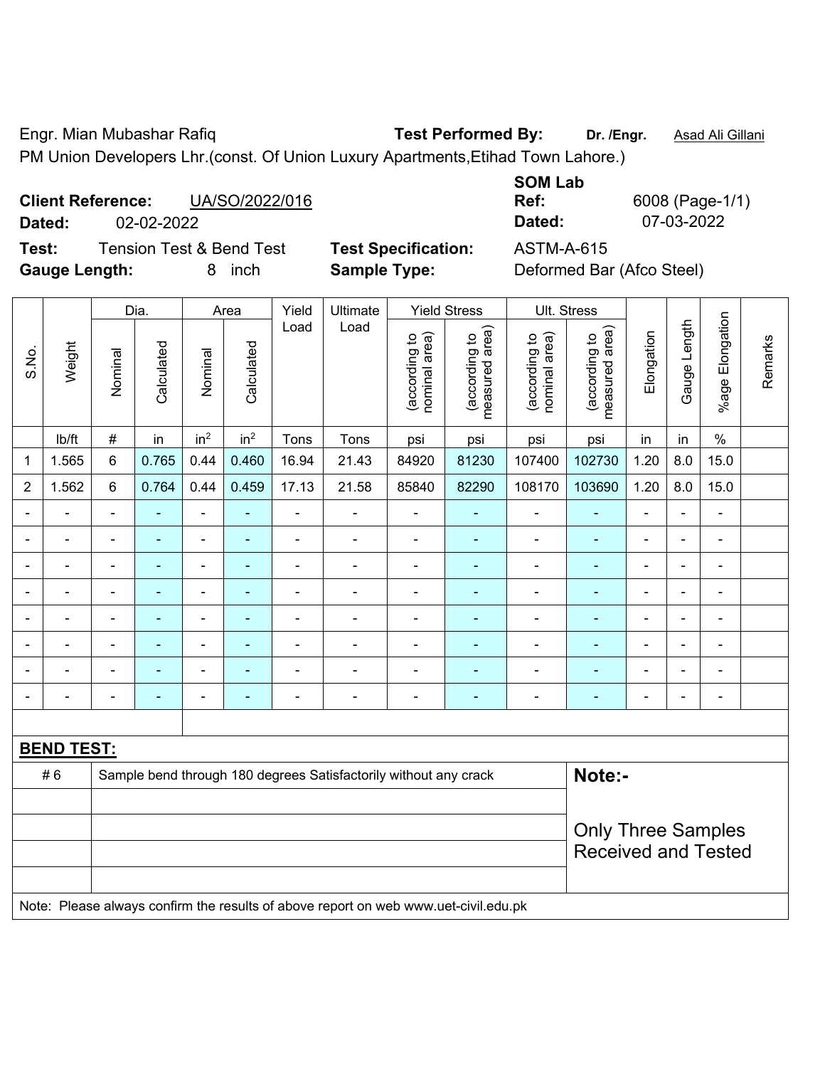Engr. Mian Mubashar Rafiq

**Test Performed By:** **Dr. /Engr.** Asad Ali Gillani

PM Union Developers Lhr.(const. Of Union Luxury Apartments,Etihad Town Lahore.)

**Client Reference:** UA/SO/2022/016

**Dated:** 02-02-2022

**SOM Lab Ref:** 6008 (Page-1/1)

**Dated:** 07-03-2022

**Test:** Tension Test & Bend Test

**Test Specification:** ASTM-A-615

**Gauge Length:** 8 inch

**Sample Type:** Deformed Bar (Afco Steel)

| S.No. | Weight | Dia. | | Area | | Yield Load | Ultimate Load | Yield Stress | | Ult. Stress | | Elongation | Gauge Length | %age Elongation | Remarks |
|---|---|---|---|---|---|---|---|---|---|---|---|---|---|---|---|
| | | Nominal | Calculated | Nominal | Calculated | | | (according to nominal area) | (according to measured area) | (according to nominal area) | (according to measured area) | | | | |
| | lb/ft | # | in | $in^2$ | $in^2$ | Tons | Tons | psi | psi | psi | psi | in | in | % | |
| 1 | 1.565 | 6 | 0.765 | 0.44 | 0.460 | 16.94 | 21.43 | 84920 | 81230 | 107400 | 102730 | 1.20 | 8.0 | 15.0 | |
| 2 | 1.562 | 6 | 0.764 | 0.44 | 0.459 | 17.13 | 21.58 | 85840 | 82290 | 108170 | 103690 | 1.20 | 8.0 | 15.0 | |
| - | - | - | - | - | - | - | - | - | - | - | - | - | - | - | |
| - | - | - | - | - | - | - | - | - | - | - | - | - | - | - | |
| - | - | - | - | - | - | - | - | - | - | - | - | - | - | - | |
| - | - | - | - | - | - | - | - | - | - | - | - | - | - | - | |
| - | - | - | - | - | - | - | - | - | - | - | - | - | - | - | |
| - | - | - | - | - | - | - | - | - | - | - | - | - | - | - | |
| - | - | - | - | - | - | - | - | - | - | - | - | - | - | - | |
| - | - | - | - | - | - | - | - | - | - | - | - | - | - | - | |

**BEND TEST:**

| | | |
|---|---|---|
| # 6 | Sample bend through 180 degrees Satisfactorily without any crack | **Note:-** Only Three Samples Received and Tested |

Note: Please always confirm the results of above report on web www.uet-civil.edu.pk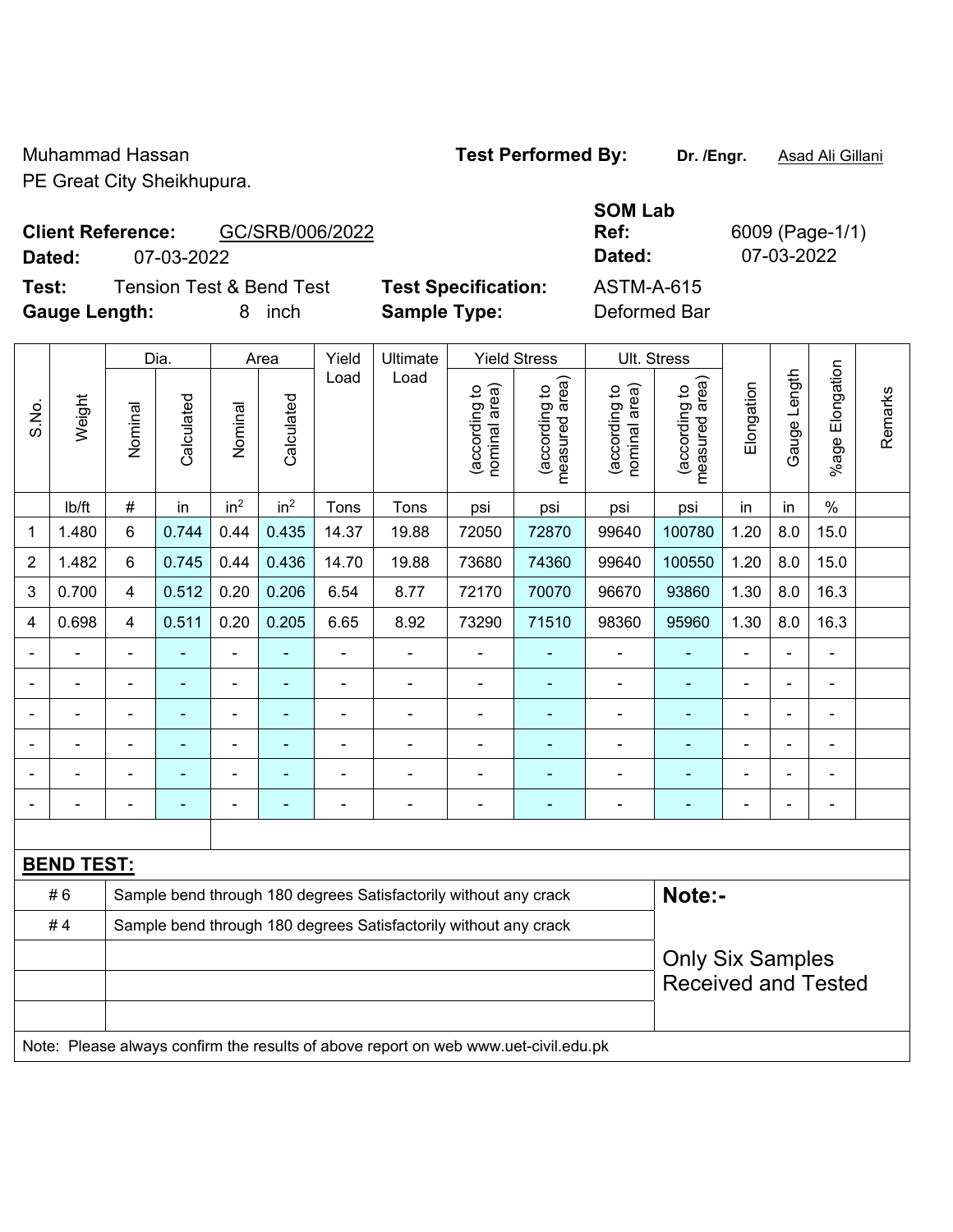Muhammad Hassan
PE Great City Sheikhupura.

**Test Performed By:** **Dr. /Engr.** Asad Ali Gillani

**Client Reference:** GC/SRB/006/2022
**Dated:** 07-03-2022

**SOM Lab Ref:** 6009 (Page-1/1)
**Dated:** 07-03-2022

**Test:** Tension Test & Bend Test
**Gauge Length:** 8 inch

**Test Specification:** ASTM-A-615
**Sample Type:** Deformed Bar

| S.No. | Weight | Dia. | | Area | | Yield Load | Ultimate Load | Yield Stress | | Ult. Stress | | Elongation | Gauge Length | %age Elongation | Remarks |
|---|---|---|---|---|---|---|---|---|---|---|---|---|---|---|---|
| | | Nominal | Calculated | Nominal | Calculated | | | (according to nominal area) | (according to measured area) | (according to nominal area) | (according to measured area) | | | | |
| | lb/ft | # | in | in$^2$ | in$^2$ | Tons | Tons | psi | psi | psi | psi | in | in | % | |
| 1 | 1.480 | 6 | 0.744 | 0.44 | 0.435 | 14.37 | 19.88 | 72050 | 72870 | 99640 | 100780 | 1.20 | 8.0 | 15.0 | |
| 2 | 1.482 | 6 | 0.745 | 0.44 | 0.436 | 14.70 | 19.88 | 73680 | 74360 | 99640 | 100550 | 1.20 | 8.0 | 15.0 | |
| 3 | 0.700 | 4 | 0.512 | 0.20 | 0.206 | 6.54 | 8.77 | 72170 | 70070 | 96670 | 93860 | 1.30 | 8.0 | 16.3 | |
| 4 | 0.698 | 4 | 0.511 | 0.20 | 0.205 | 6.65 | 8.92 | 73290 | 71510 | 98360 | 95960 | 1.30 | 8.0 | 16.3 | |
| - | - | - | - | - | - | - | - | - | - | - | - | - | - | - | |
| - | - | - | - | - | - | - | - | - | - | - | - | - | - | - | |
| - | - | - | - | - | - | - | - | - | - | - | - | - | - | - | |
| - | - | - | - | - | - | - | - | - | - | - | - | - | - | - | |
| - | - | - | - | - | - | - | - | - | - | - | - | - | - | - | |
| - | - | - | - | - | - | - | - | - | - | - | - | - | - | - | |

**BEND TEST:**

| | |
|---|---|
| # 6 | Sample bend through 180 degrees Satisfactorily without any crack |
| # 4 | Sample bend through 180 degrees Satisfactorily without any crack |

**Note:-**

Only Six Samples Received and Tested

Note: Please always confirm the results of above report on web www.uet-civil.edu.pk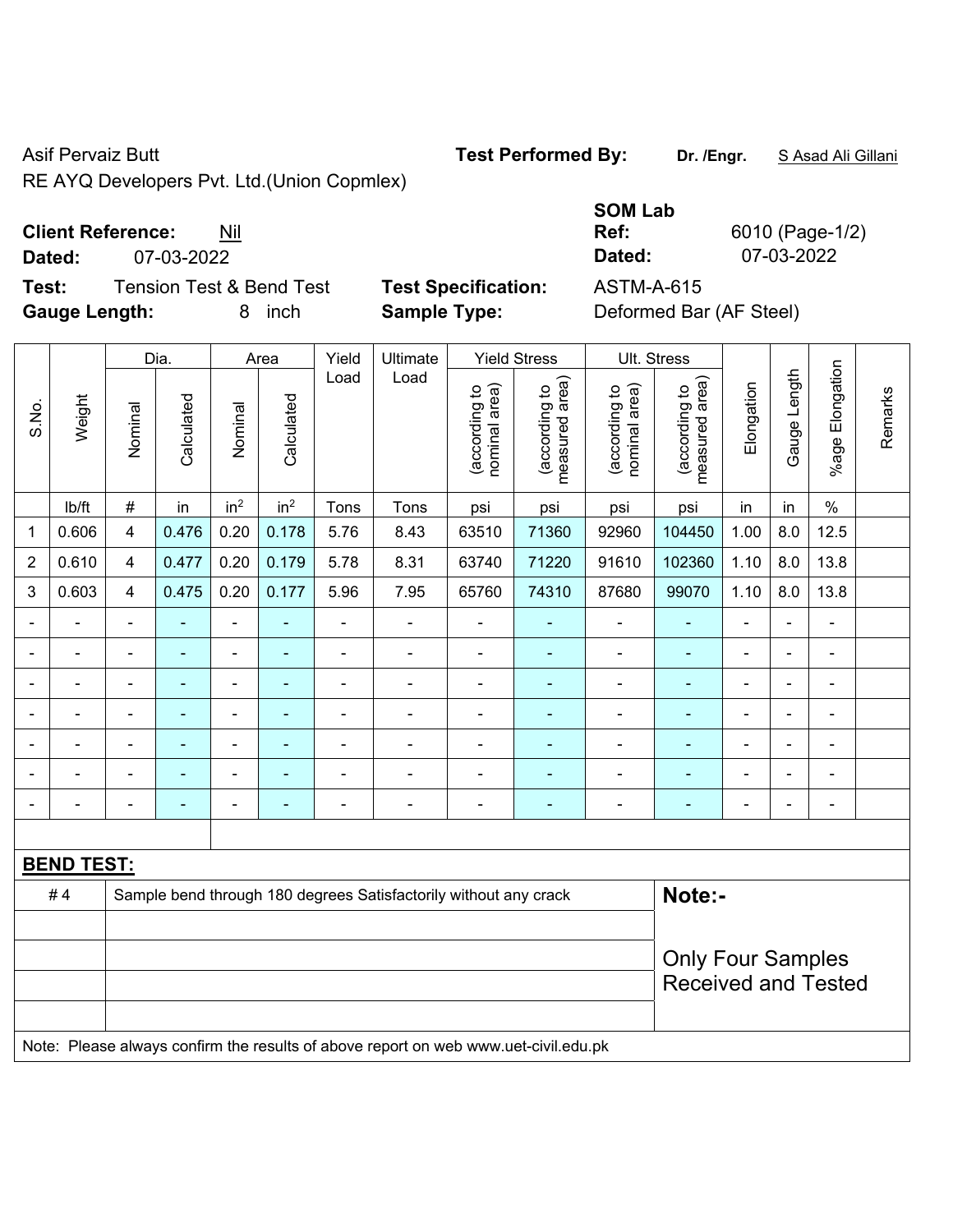Asif Pervaiz Butt

RE AYQ Developers Pvt. Ltd.(Union Copmlex)

**Test Performed By:** **Dr. /Engr.** S Asad Ali Gillani

**Client Reference:** Nil

**Dated:** 07-03-2022

**SOM Lab Ref:** 6010 (Page-1/2)

**Dated:** 07-03-2022

**Test:** Tension Test & Bend Test

**Test Specification:** ASTM-A-615

**Gauge Length:** 8 inch

**Sample Type:** Deformed Bar (AF Steel)

| S.No. | Weight | Dia. | | Area | | Yield Load | Ultimate Load | Yield Stress | | Ult. Stress | | Elongation | Gauge Length | %age Elongation | Remarks |
|---|---|---|---|---|---|---|---|---|---|---|---|---|---|---|---|
| | | Nominal | Calculated | Nominal | Calculated | | | (according to nominal area) | (according to measured area) | (according to nominal area) | (according to measured area) | | | | |
| | lb/ft | # | in | $in^2$ | $in^2$ | Tons | Tons | psi | psi | psi | psi | in | in | % | |
| 1 | 0.606 | 4 | 0.476 | 0.20 | 0.178 | 5.76 | 8.43 | 63510 | 71360 | 92960 | 104450 | 1.00 | 8.0 | 12.5 | |
| 2 | 0.610 | 4 | 0.477 | 0.20 | 0.179 | 5.78 | 8.31 | 63740 | 71220 | 91610 | 102360 | 1.10 | 8.0 | 13.8 | |
| 3 | 0.603 | 4 | 0.475 | 0.20 | 0.177 | 5.96 | 7.95 | 65760 | 74310 | 87680 | 99070 | 1.10 | 8.0 | 13.8 | |
| - | - | - | - | - | - | - | - | - | - | - | - | - | - | - | |
| - | - | - | - | - | - | - | - | - | - | - | - | - | - | - | |
| - | - | - | - | - | - | - | - | - | - | - | - | - | - | - | |
| - | - | - | - | - | - | - | - | - | - | - | - | - | - | - | |
| - | - | - | - | - | - | - | - | - | - | - | - | - | - | - | |
| - | - | - | - | - | - | - | - | - | - | - | - | - | - | - | |
| - | - | - | - | - | - | - | - | - | - | - | - | - | - | - | |

**BEND TEST:**

| | | |
|---|---|---|
| # 4 | Sample bend through 180 degrees Satisfactorily without any crack | **Note:-** |
| | | Only Four Samples Received and Tested |

Note: Please always confirm the results of above report on web www.uet-civil.edu.pk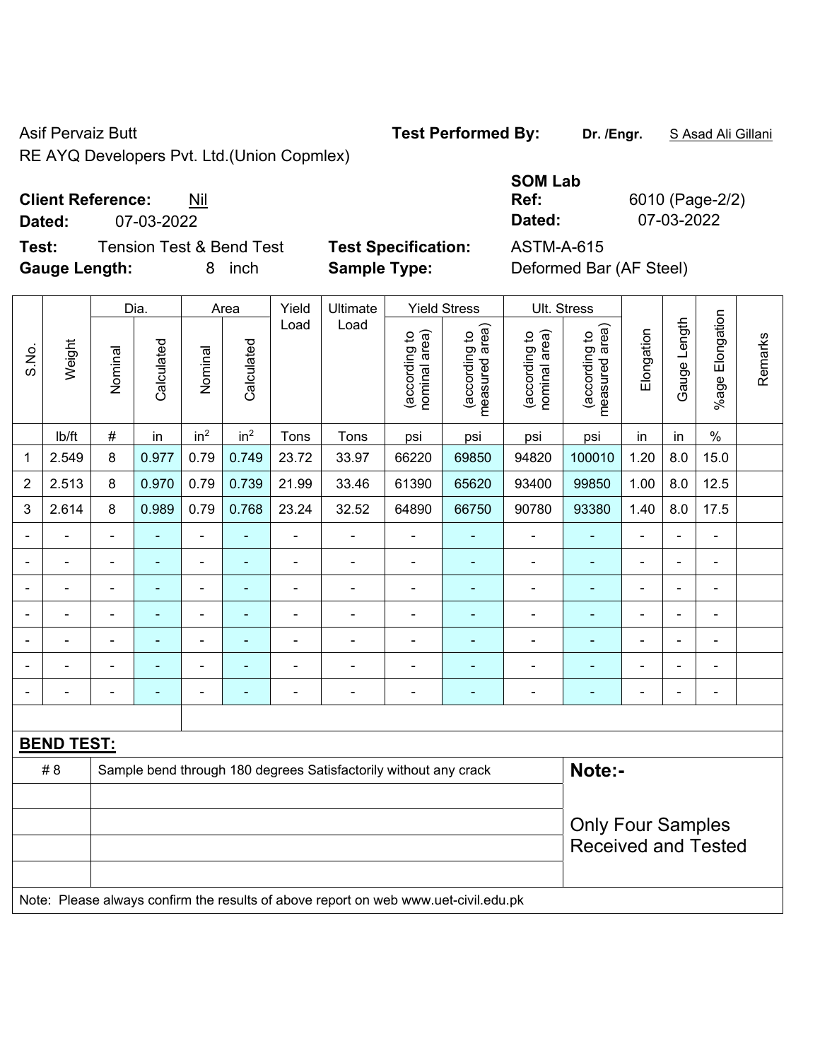Asif Pervaiz Butt

RE AYQ Developers Pvt. Ltd.(Union Copmlex)

**Test Performed By:** **Dr. /Engr.** S Asad Ali Gillani

**Client Reference:** Nil

**Dated:** 07-03-2022

**SOM Lab Ref:** 6010 (Page-2/2)

**Dated:** 07-03-2022

**Test:** Tension Test & Bend Test

**Test Specification:** ASTM-A-615

**Gauge Length:** 8 inch

**Sample Type:** Deformed Bar (AF Steel)

| S.No. | Weight | Dia. | | Area | | Yield Load | Ultimate Load | Yield Stress | | Ult. Stress | | Elongation | Gauge Length | %age Elongation | Remarks |
|---|---|---|---|---|---|---|---|---|---|---|---|---|---|---|---|
| | | Nominal | Calculated | Nominal | Calculated | | | (according to nominal area) | (according to measured area) | (according to nominal area) | (according to measured area) | | | | |
| | lb/ft | # | in | in$^2$ | in$^2$ | Tons | Tons | psi | psi | psi | psi | in | in | % | |
| 1 | 2.549 | 8 | 0.977 | 0.79 | 0.749 | 23.72 | 33.97 | 66220 | 69850 | 94820 | 100010 | 1.20 | 8.0 | 15.0 | |
| 2 | 2.513 | 8 | 0.970 | 0.79 | 0.739 | 21.99 | 33.46 | 61390 | 65620 | 93400 | 99850 | 1.00 | 8.0 | 12.5 | |
| 3 | 2.614 | 8 | 0.989 | 0.79 | 0.768 | 23.24 | 32.52 | 64890 | 66750 | 90780 | 93380 | 1.40 | 8.0 | 17.5 | |
| - | - | - | - | - | - | - | - | - | - | - | - | - | - | - | |
| - | - | - | - | - | - | - | - | - | - | - | - | - | - | - | |
| - | - | - | - | - | - | - | - | - | - | - | - | - | - | - | |
| - | - | - | - | - | - | - | - | - | - | - | - | - | - | - | |
| - | - | - | - | - | - | - | - | - | - | - | - | - | - | - | |
| - | - | - | - | - | - | - | - | - | - | - | - | - | - | - | |
| - | - | - | - | - | - | - | - | - | - | - | - | - | - | - | |

**BEND TEST:**

| | | |
|---|---|---|
| # 8 | Sample bend through 180 degrees Satisfactorily without any crack | **Note:-** |
| | | Only Four Samples Received and Tested |

Note: Please always confirm the results of above report on web www.uet-civil.edu.pk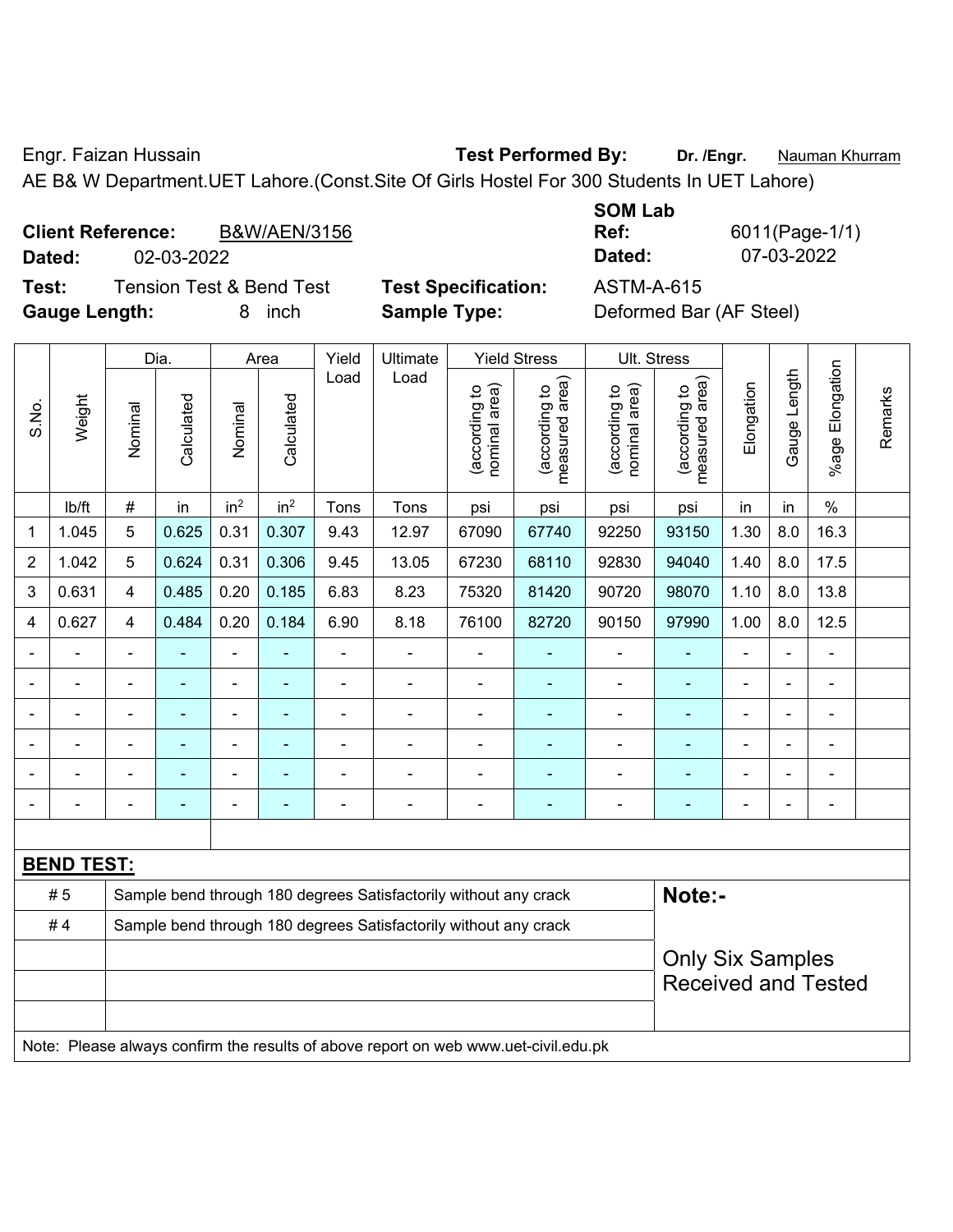Engr. Faizan Hussain **Test Performed By:** **Dr. /Engr.** Nauman Khurram

AE B& W Department.UET Lahore.(Const.Site Of Girls Hostel For 300 Students In UET Lahore)

**Client Reference:** B&W/AEN/3156 **SOM Lab Ref:** 6011(Page-1/1)

**Dated:** 02-03-2022 **Dated:** 07-03-2022

**Test:** Tension Test & Bend Test **Test Specification:** ASTM-A-615

**Gauge Length:** 8 inch **Sample Type:** Deformed Bar (AF Steel)

| S.No. | Weight | Dia. | | Area | | Yield Load | Ultimate Load | Yield Stress | | Ult. Stress | | Elongation | Gauge Length | %age Elongation | Remarks |
|---|---|---|---|---|---|---|---|---|---|---|---|---|---|---|---|
| | | Nominal | Calculated | Nominal | Calculated | | | (according to nominal area) | (according to measured area) | (according to nominal area) | (according to measured area) | | | | |
| | lb/ft | # | in | $in^2$ | $in^2$ | Tons | Tons | psi | psi | psi | psi | in | in | % | |
| 1 | 1.045 | 5 | 0.625 | 0.31 | 0.307 | 9.43 | 12.97 | 67090 | 67740 | 92250 | 93150 | 1.30 | 8.0 | 16.3 | |
| 2 | 1.042 | 5 | 0.624 | 0.31 | 0.306 | 9.45 | 13.05 | 67230 | 68110 | 92830 | 94040 | 1.40 | 8.0 | 17.5 | |
| 3 | 0.631 | 4 | 0.485 | 0.20 | 0.185 | 6.83 | 8.23 | 75320 | 81420 | 90720 | 98070 | 1.10 | 8.0 | 13.8 | |
| 4 | 0.627 | 4 | 0.484 | 0.20 | 0.184 | 6.90 | 8.18 | 76100 | 82720 | 90150 | 97990 | 1.00 | 8.0 | 12.5 | |
| - | - | - | - | - | - | - | - | - | - | - | - | - | - | - | |
| - | - | - | - | - | - | - | - | - | - | - | - | - | - | - | |
| - | - | - | - | - | - | - | - | - | - | - | - | - | - | - | |
| - | - | - | - | - | - | - | - | - | - | - | - | - | - | - | |
| - | - | - | - | - | - | - | - | - | - | - | - | - | - | - | |
| - | - | - | - | - | - | - | - | - | - | - | - | - | - | - | |

**BEND TEST:**

| | | |
|---|---|---|
| # 5 | Sample bend through 180 degrees Satisfactorily without any crack | **Note:-** |
| # 4 | Sample bend through 180 degrees Satisfactorily without any crack | |
| | | Only Six Samples Received and Tested |

Note: Please always confirm the results of above report on web www.uet-civil.edu.pk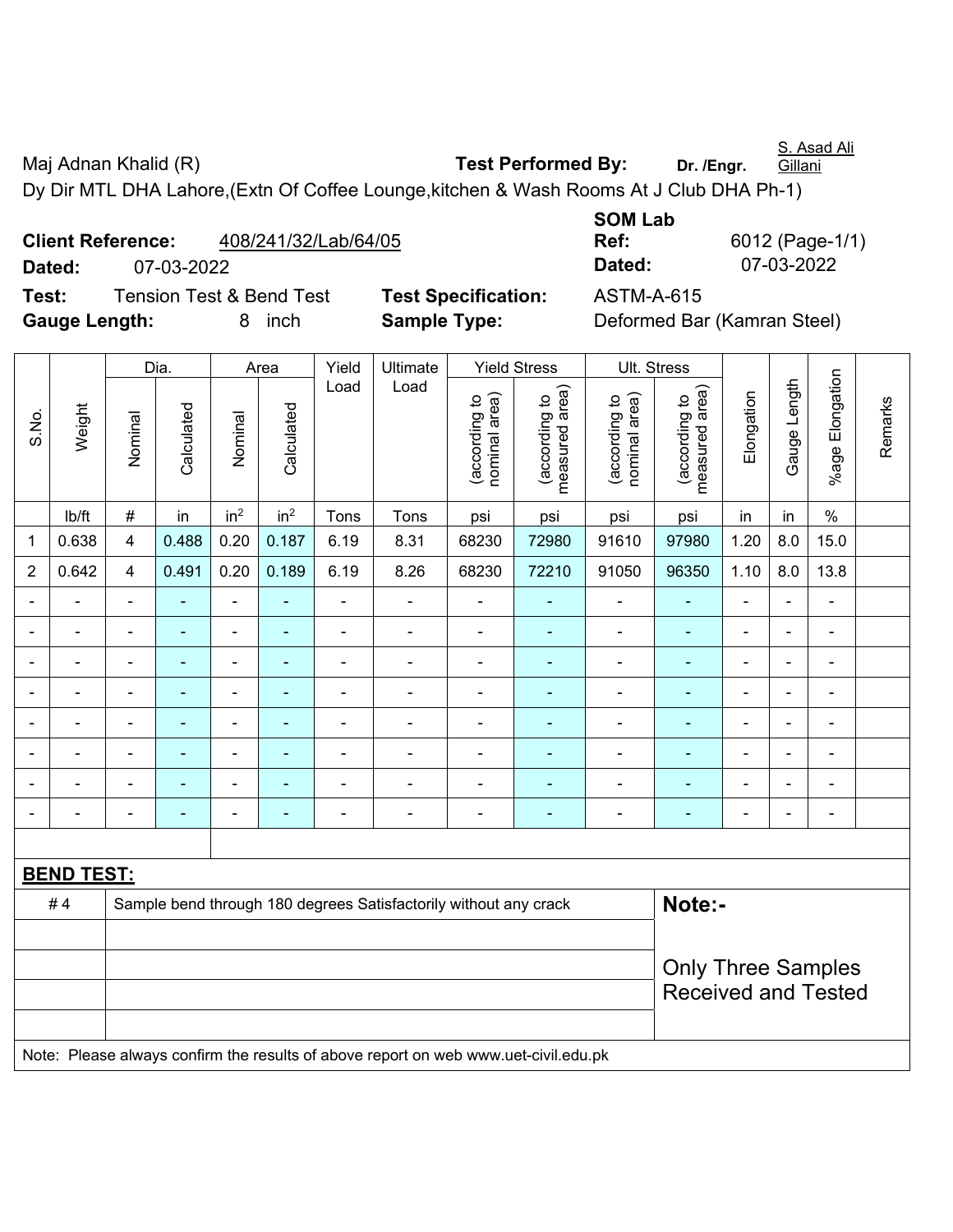Maj Adnan Khalid (R) **Test Performed By:** **Dr. /Engr.** S. Asad Ali Gillani

Dy Dir MTL DHA Lahore,(Extn Of Coffee Lounge,kitchen & Wash Rooms At J Club DHA Ph-1)

**Client Reference:** 408/241/32/Lab/64/05 **SOM Lab Ref:** 6012 (Page-1/1)

**Dated:** 07-03-2022 **Dated:** 07-03-2022

**Test:** Tension Test & Bend Test **Test Specification:** ASTM-A-615

**Gauge Length:** 8 inch **Sample Type:** Deformed Bar (Kamran Steel)

| S.No. | Weight | Dia. | | Area | | Yield Load | Ultimate Load | Yield Stress | | Ult. Stress | | Elongation | Gauge Length | %age Elongation | Remarks |
|---|---|---|---|---|---|---|---|---|---|---|---|---|---|---|---|
| | | Nominal | Calculated | Nominal | Calculated | | | (according to nominal area) | (according to measured area) | (according to nominal area) | (according to measured area) | | | | |
| | lb/ft | # | in | $in^2$ | $in^2$ | Tons | Tons | psi | psi | psi | psi | in | in | % | |
| 1 | 0.638 | 4 | 0.488 | 0.20 | 0.187 | 6.19 | 8.31 | 68230 | 72980 | 91610 | 97980 | 1.20 | 8.0 | 15.0 | |
| 2 | 0.642 | 4 | 0.491 | 0.20 | 0.189 | 6.19 | 8.26 | 68230 | 72210 | 91050 | 96350 | 1.10 | 8.0 | 13.8 | |
| - | - | - | - | - | - | - | - | - | - | - | - | - | - | - | |
| - | - | - | - | - | - | - | - | - | - | - | - | - | - | - | |
| - | - | - | - | - | - | - | - | - | - | - | - | - | - | - | |
| - | - | - | - | - | - | - | - | - | - | - | - | - | - | - | |
| - | - | - | - | - | - | - | - | - | - | - | - | - | - | - | |
| - | - | - | - | - | - | - | - | - | - | - | - | - | - | - | |
| - | - | - | - | - | - | - | - | - | - | - | - | - | - | - | |
| - | - | - | - | - | - | - | - | - | - | - | - | - | - | - | |

**BEND TEST:**

| | | |
|---|---|---|
| # 4 | Sample bend through 180 degrees Satisfactorily without any crack | **Note:-** Only Three Samples Received and Tested |

Note: Please always confirm the results of above report on web www.uet-civil.edu.pk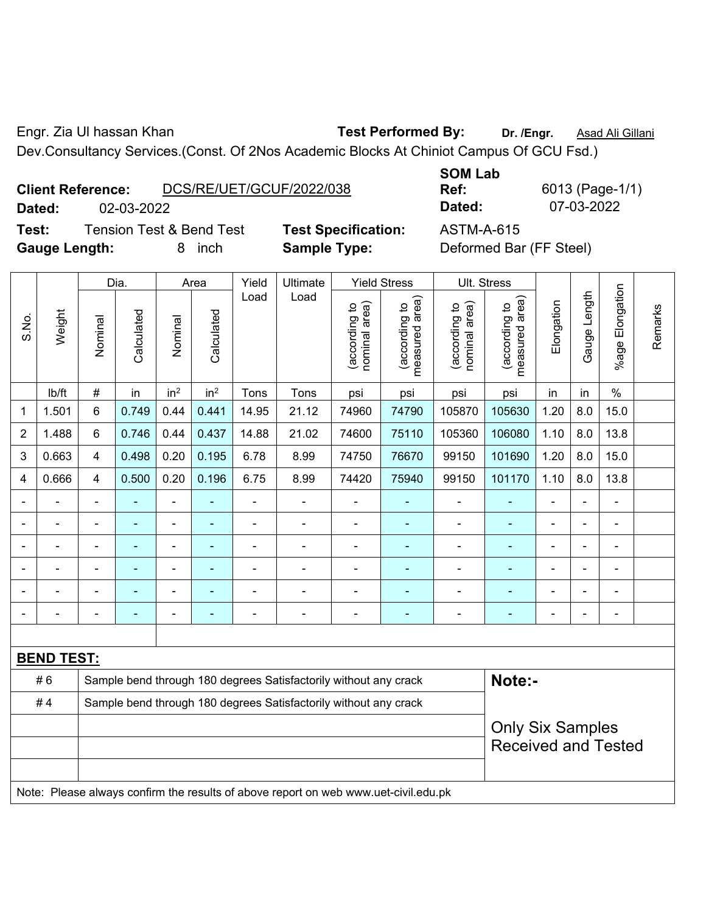Engr. Zia Ul hassan Khan **Test Performed By:** **Dr. /Engr.** Asad Ali Gillani

Dev.Consultancy Services.(Const. Of 2Nos Academic Blocks At Chiniot Campus Of GCU Fsd.)

**Client Reference:** DCS/RE/UET/GCUF/2022/038

**Dated:** 02-03-2022

**SOM Lab Ref:** 6013 (Page-1/1)

**Dated:** 07-03-2022

**Test:** Tension Test & Bend Test

**Gauge Length:** 8 inch

**Test Specification:** ASTM-A-615

**Sample Type:** Deformed Bar (FF Steel)

| S.No. | Weight | Dia. | | Area | | Yield Load | Ultimate Load | Yield Stress | | Ult. Stress | | Elongation | Gauge Length | %age Elongation | Remarks |
|---|---|---|---|---|---|---|---|---|---|---|---|---|---|---|---|
| | | Nominal | Calculated | Nominal | Calculated | | | (according to nominal area) | (according to measured area) | (according to nominal area) | (according to measured area) | | | | |
| | lb/ft | # | in | in² | in² | Tons | Tons | psi | psi | psi | psi | in | in | % | |
| 1 | 1.501 | 6 | 0.749 | 0.44 | 0.441 | 14.95 | 21.12 | 74960 | 74790 | 105870 | 105630 | 1.20 | 8.0 | 15.0 | |
| 2 | 1.488 | 6 | 0.746 | 0.44 | 0.437 | 14.88 | 21.02 | 74600 | 75110 | 105360 | 106080 | 1.10 | 8.0 | 13.8 | |
| 3 | 0.663 | 4 | 0.498 | 0.20 | 0.195 | 6.78 | 8.99 | 74750 | 76670 | 99150 | 101690 | 1.20 | 8.0 | 15.0 | |
| 4 | 0.666 | 4 | 0.500 | 0.20 | 0.196 | 6.75 | 8.99 | 74420 | 75940 | 99150 | 101170 | 1.10 | 8.0 | 13.8 | |
| - | - | - | - | - | - | - | - | - | - | - | - | - | - | - | |
| - | - | - | - | - | - | - | - | - | - | - | - | - | - | - | |
| - | - | - | - | - | - | - | - | - | - | - | - | - | - | - | |
| - | - | - | - | - | - | - | - | - | - | - | - | - | - | - | |
| - | - | - | - | - | - | - | - | - | - | - | - | - | - | - | |
| - | - | - | - | - | - | - | - | - | - | - | - | - | - | - | |

**BEND TEST:**

| | | |
|---|---|---|
| # 6 | Sample bend through 180 degrees Satisfactorily without any crack | **Note:-** |
| # 4 | Sample bend through 180 degrees Satisfactorily without any crack | Only Six Samples Received and Tested |

Note: Please always confirm the results of above report on web www.uet-civil.edu.pk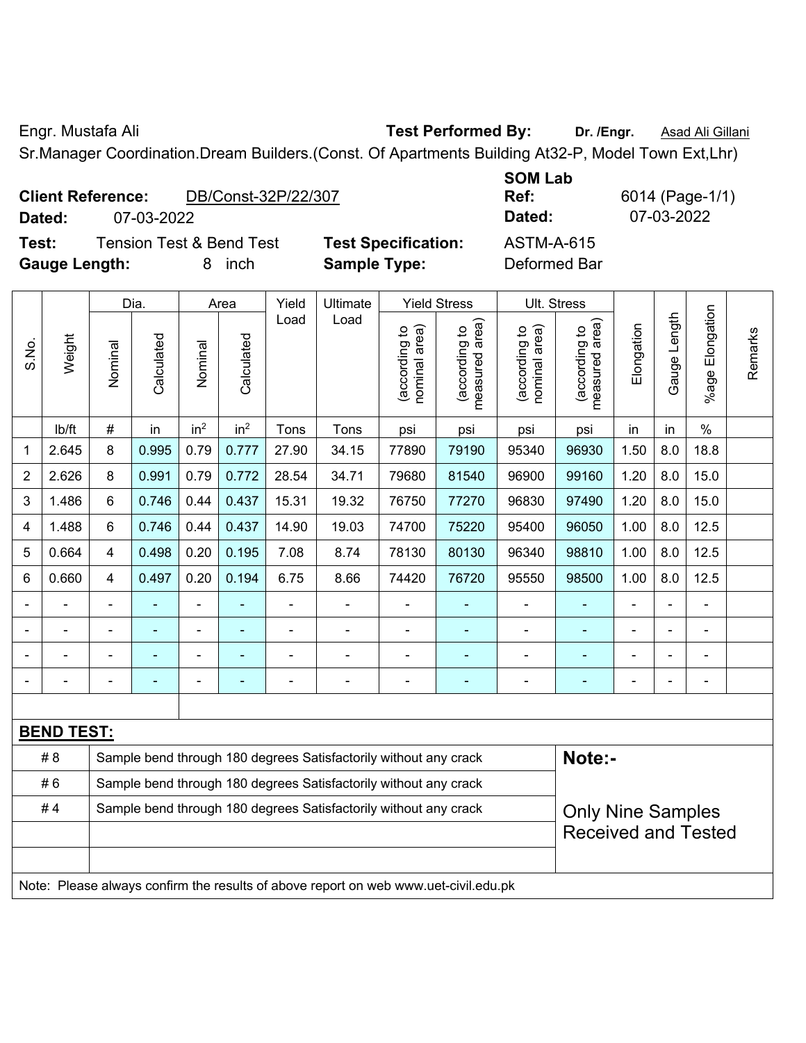Engr. Mustafa Ali

**Test Performed By:** **Dr. /Engr.** Asad Ali Gillani

Sr.Manager Coordination.Dream Builders.(Const. Of Apartments Building At32-P, Model Town Ext,Lhr)

**Client Reference:** DB/Const-32P/22/307

**Dated:** 07-03-2022

**SOM Lab Ref:** 6014 (Page-1/1)

**Dated:** 07-03-2022

**Test:** Tension Test & Bend Test

**Test Specification:** ASTM-A-615

**Gauge Length:** 8 inch

**Sample Type:** Deformed Bar

| S.No. | Weight | Dia. | | Area | | Yield Load | Ultimate Load | Yield Stress | | Ult. Stress | | Elongation | Gauge Length | %age Elongation | Remarks |
|---|---|---|---|---|---|---|---|---|---|---|---|---|---|---|---|
| | | Nominal | Calculated | Nominal | Calculated | | | (according to nominal area) | (according to measured area) | (according to nominal area) | (according to measured area) | | | | |
| | lb/ft | # | in | $in^2$ | $in^2$ | Tons | Tons | psi | psi | psi | psi | in | in | % | |
| 1 | 2.645 | 8 | 0.995 | 0.79 | 0.777 | 27.90 | 34.15 | 77890 | 79190 | 95340 | 96930 | 1.50 | 8.0 | 18.8 | |
| 2 | 2.626 | 8 | 0.991 | 0.79 | 0.772 | 28.54 | 34.71 | 79680 | 81540 | 96900 | 99160 | 1.20 | 8.0 | 15.0 | |
| 3 | 1.486 | 6 | 0.746 | 0.44 | 0.437 | 15.31 | 19.32 | 76750 | 77270 | 96830 | 97490 | 1.20 | 8.0 | 15.0 | |
| 4 | 1.488 | 6 | 0.746 | 0.44 | 0.437 | 14.90 | 19.03 | 74700 | 75220 | 95400 | 96050 | 1.00 | 8.0 | 12.5 | |
| 5 | 0.664 | 4 | 0.498 | 0.20 | 0.195 | 7.08 | 8.74 | 78130 | 80130 | 96340 | 98810 | 1.00 | 8.0 | 12.5 | |
| 6 | 0.660 | 4 | 0.497 | 0.20 | 0.194 | 6.75 | 8.66 | 74420 | 76720 | 95550 | 98500 | 1.00 | 8.0 | 12.5 | |
| - | - | - | - | - | - | - | - | - | - | - | - | - | - | - | |
| - | - | - | - | - | - | - | - | - | - | - | - | - | - | - | |
| - | - | - | - | - | - | - | - | - | - | - | - | - | - | - | |
| - | - | - | - | - | - | - | - | - | - | - | - | - | - | - | |

**BEND TEST:**

| | | |
|---|---|---|
| # 8 | Sample bend through 180 degrees Satisfactorily without any crack | **Note:-** |
| # 6 | Sample bend through 180 degrees Satisfactorily without any crack | |
| # 4 | Sample bend through 180 degrees Satisfactorily without any crack | Only Nine Samples Received and Tested |

Note: Please always confirm the results of above report on web www.uet-civil.edu.pk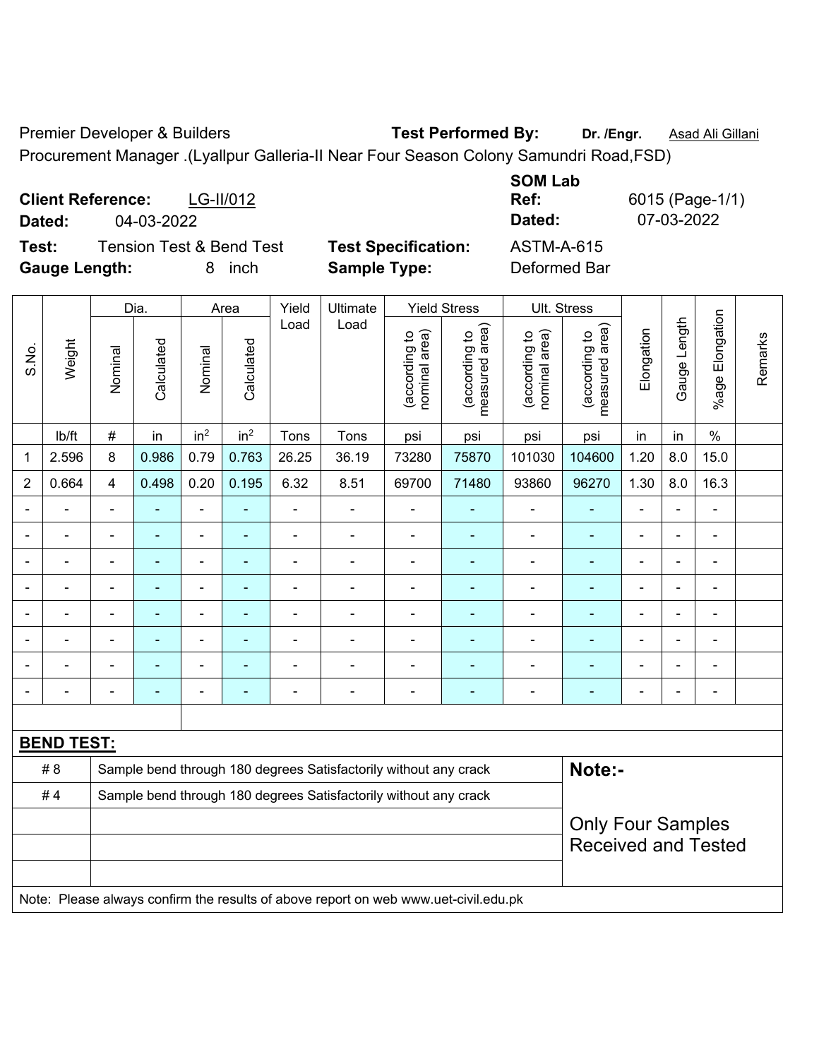Premier Developer & Builders **Test Performed By:** **Dr. /Engr.** Asad Ali Gillani

Procurement Manager .(Lyallpur Galleria-II Near Four Season Colony Samundri Road,FSD)

**Client Reference:** LG-II/012
**Dated:** 04-03-2022

**SOM Lab Ref:** 6015 (Page-1/1)
**Dated:** 07-03-2022

**Test:** Tension Test & Bend Test **Test Specification:** ASTM-A-615
**Gauge Length:** 8 inch **Sample Type:** Deformed Bar

| S.No. | Weight | Dia. | | Area | | Yield Load | Ultimate Load | Yield Stress | | Ult. Stress | | Elongation | Gauge Length | %age Elongation | Remarks |
|---|---|---|---|---|---|---|---|---|---|---|---|---|---|---|---|
| | | Nominal | Calculated | Nominal | Calculated | | | (according to nominal area) | (according to measured area) | (according to nominal area) | (according to measured area) | | | | |
| | lb/ft | # | in | in² | in² | Tons | Tons | psi | psi | psi | psi | in | in | % | |
| 1 | 2.596 | 8 | 0.986 | 0.79 | 0.763 | 26.25 | 36.19 | 73280 | 75870 | 101030 | 104600 | 1.20 | 8.0 | 15.0 | |
| 2 | 0.664 | 4 | 0.498 | 0.20 | 0.195 | 6.32 | 8.51 | 69700 | 71480 | 93860 | 96270 | 1.30 | 8.0 | 16.3 | |
| - | - | - | - | - | - | - | - | - | - | - | - | - | - | - | |
| - | - | - | - | - | - | - | - | - | - | - | - | - | - | - | |
| - | - | - | - | - | - | - | - | - | - | - | - | - | - | - | |
| - | - | - | - | - | - | - | - | - | - | - | - | - | - | - | |
| - | - | - | - | - | - | - | - | - | - | - | - | - | - | - | |
| - | - | - | - | - | - | - | - | - | - | - | - | - | - | - | |
| - | - | - | - | - | - | - | - | - | - | - | - | - | - | - | |
| - | - | - | - | - | - | - | - | - | - | - | - | - | - | - | |

**BEND TEST:**

| | | |
|---|---|---|
| # 8 | Sample bend through 180 degrees Satisfactorily without any crack | **Note:-** |
| # 4 | Sample bend through 180 degrees Satisfactorily without any crack | Only Four Samples Received and Tested |

Note: Please always confirm the results of above report on web www.uet-civil.edu.pk